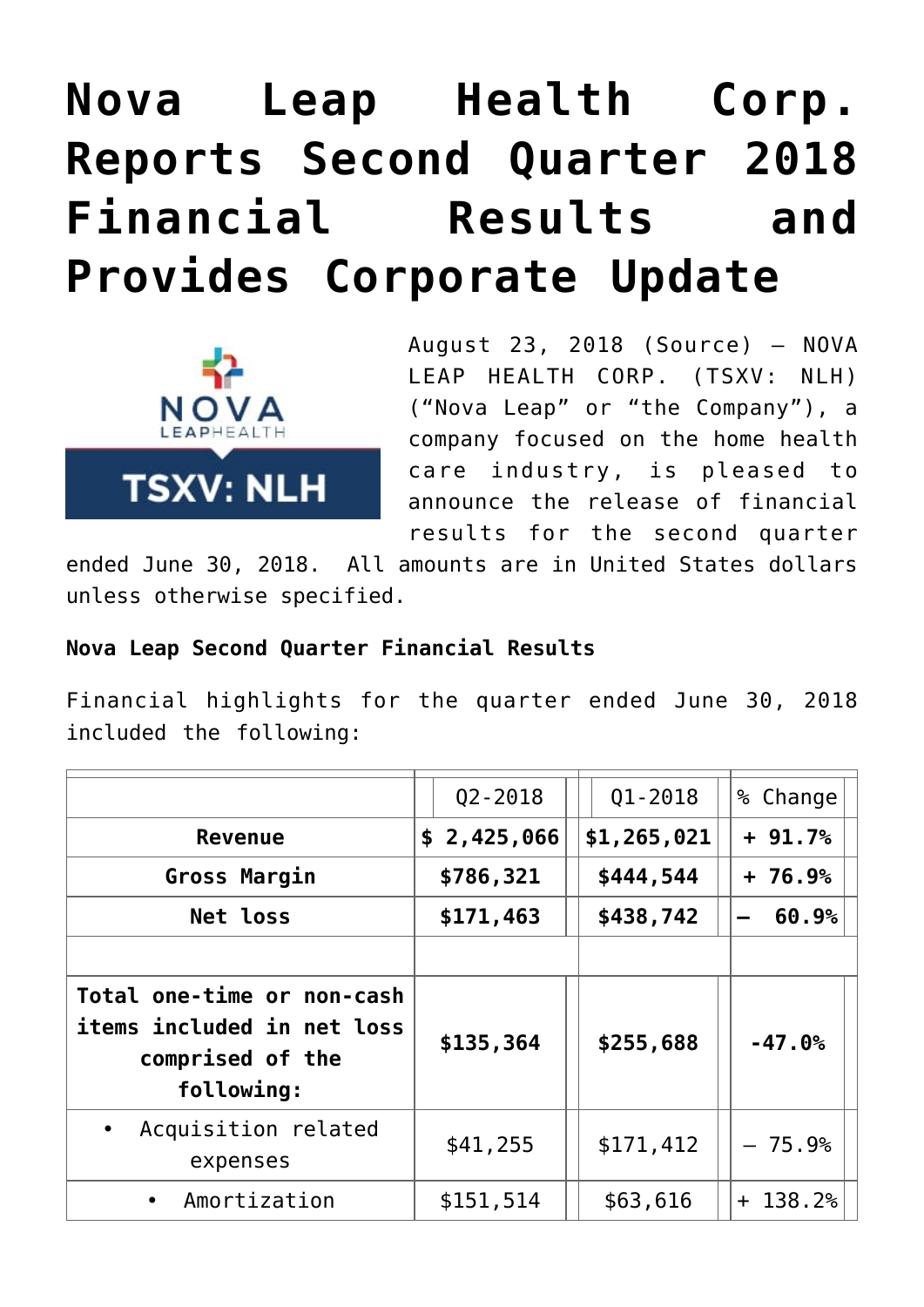# Nova Leap Health Corp. Reports Second Quarter 2018 Financial Results and Provides Corporate Update

August 23, 2018 (Source) – NOVA LEAP HEALTH CORP. (TSXV: NLH) ("Nova Leap" or "the Company"), a company focused on the home health care industry, is pleased to announce the release of financial results for the second quarter ended June 30, 2018. All amounts are in United States dollars unless otherwise specified.

**Nova Leap Second Quarter Financial Results**

Financial highlights for the quarter ended June 30, 2018 included the following:

| | Q2-2018 | Q1-2018 | % Change |
|---|---|---|---|
| **Revenue** | **$ 2,425,066** | **$1,265,021** | **+ 91.7%** |
| **Gross Margin** | **$786,321** | **$444,544** | **+ 76.9%** |
| **Net loss** | **$171,463** | **$438,742** | **– 60.9%** |
| | | | |
| **Total one-time or non-cash items included in net loss comprised of the following:** | **$135,364** | **$255,688** | **-47.0%** |
| • Acquisition related expenses | $41,255 | $171,412 | – 75.9% |
| • Amortization | $151,514 | $63,616 | + 138.2% |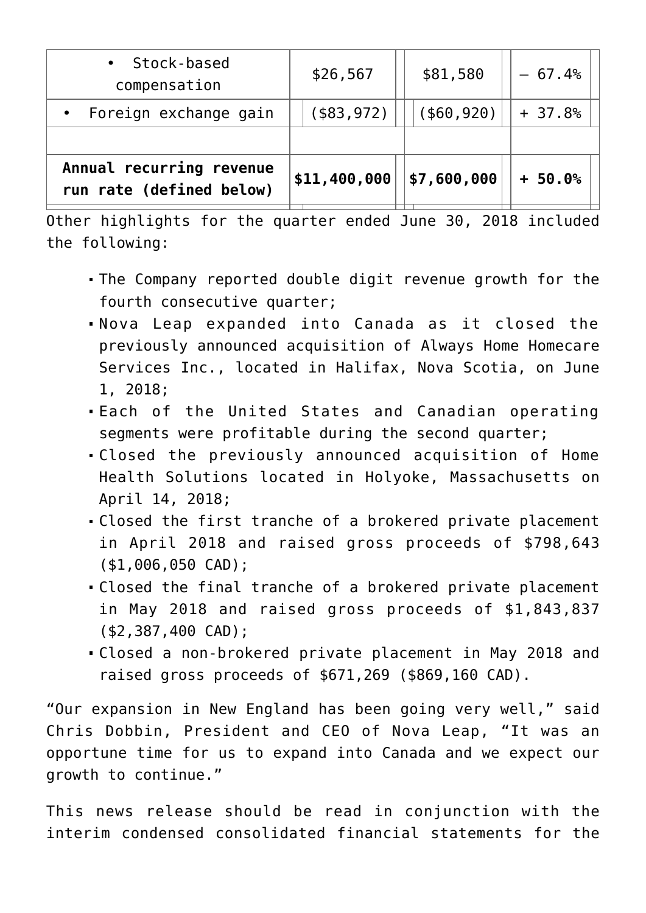| • Stock-based compensation | $26,567 | $81,580 | – 67.4% |
|---|---|---|---|
| • Foreign exchange gain | ($83,972) | ($60,920) | + 37.8% |
| | | | |
| **Annual recurring revenue run rate (defined below)** | **$11,400,000** | **$7,600,000** | **+ 50.0%** |

Other highlights for the quarter ended June 30, 2018 included the following:

- The Company reported double digit revenue growth for the fourth consecutive quarter;
- Nova Leap expanded into Canada as it closed the previously announced acquisition of Always Home Homecare Services Inc., located in Halifax, Nova Scotia, on June 1, 2018;
- Each of the United States and Canadian operating segments were profitable during the second quarter;
- Closed the previously announced acquisition of Home Health Solutions located in Holyoke, Massachusetts on April 14, 2018;
- Closed the first tranche of a brokered private placement in April 2018 and raised gross proceeds of $798,643 ($1,006,050 CAD);
- Closed the final tranche of a brokered private placement in May 2018 and raised gross proceeds of $1,843,837 ($2,387,400 CAD);
- Closed a non-brokered private placement in May 2018 and raised gross proceeds of $671,269 ($869,160 CAD).

“Our expansion in New England has been going very well,” said Chris Dobbin, President and CEO of Nova Leap, “It was an opportune time for us to expand into Canada and we expect our growth to continue.”

This news release should be read in conjunction with the interim condensed consolidated financial statements for the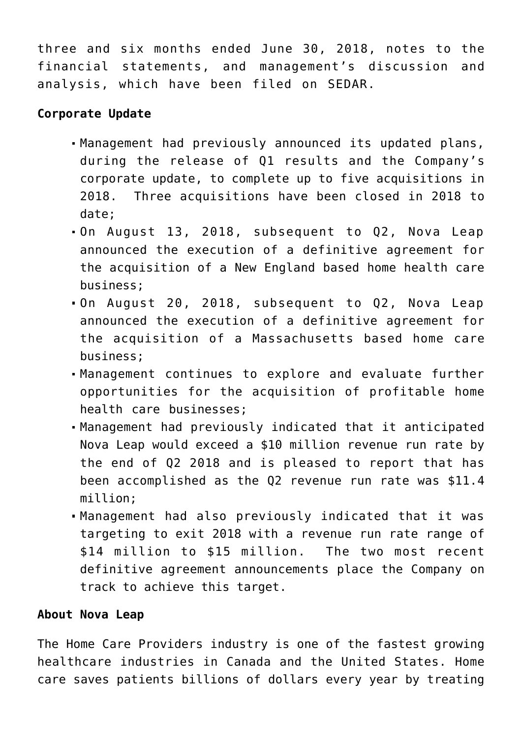three and six months ended June 30, 2018, notes to the financial statements, and management's discussion and analysis, which have been filed on SEDAR.

**Corporate Update**

- Management had previously announced its updated plans, during the release of Q1 results and the Company's corporate update, to complete up to five acquisitions in 2018. Three acquisitions have been closed in 2018 to date;
- On August 13, 2018, subsequent to Q2, Nova Leap announced the execution of a definitive agreement for the acquisition of a New England based home health care business;
- On August 20, 2018, subsequent to Q2, Nova Leap announced the execution of a definitive agreement for the acquisition of a Massachusetts based home care business;
- Management continues to explore and evaluate further opportunities for the acquisition of profitable home health care businesses;
- Management had previously indicated that it anticipated Nova Leap would exceed a $10 million revenue run rate by the end of Q2 2018 and is pleased to report that has been accomplished as the Q2 revenue run rate was $11.4 million;
- Management had also previously indicated that it was targeting to exit 2018 with a revenue run rate range of $14 million to $15 million. The two most recent definitive agreement announcements place the Company on track to achieve this target.

**About Nova Leap**

The Home Care Providers industry is one of the fastest growing healthcare industries in Canada and the United States. Home care saves patients billions of dollars every year by treating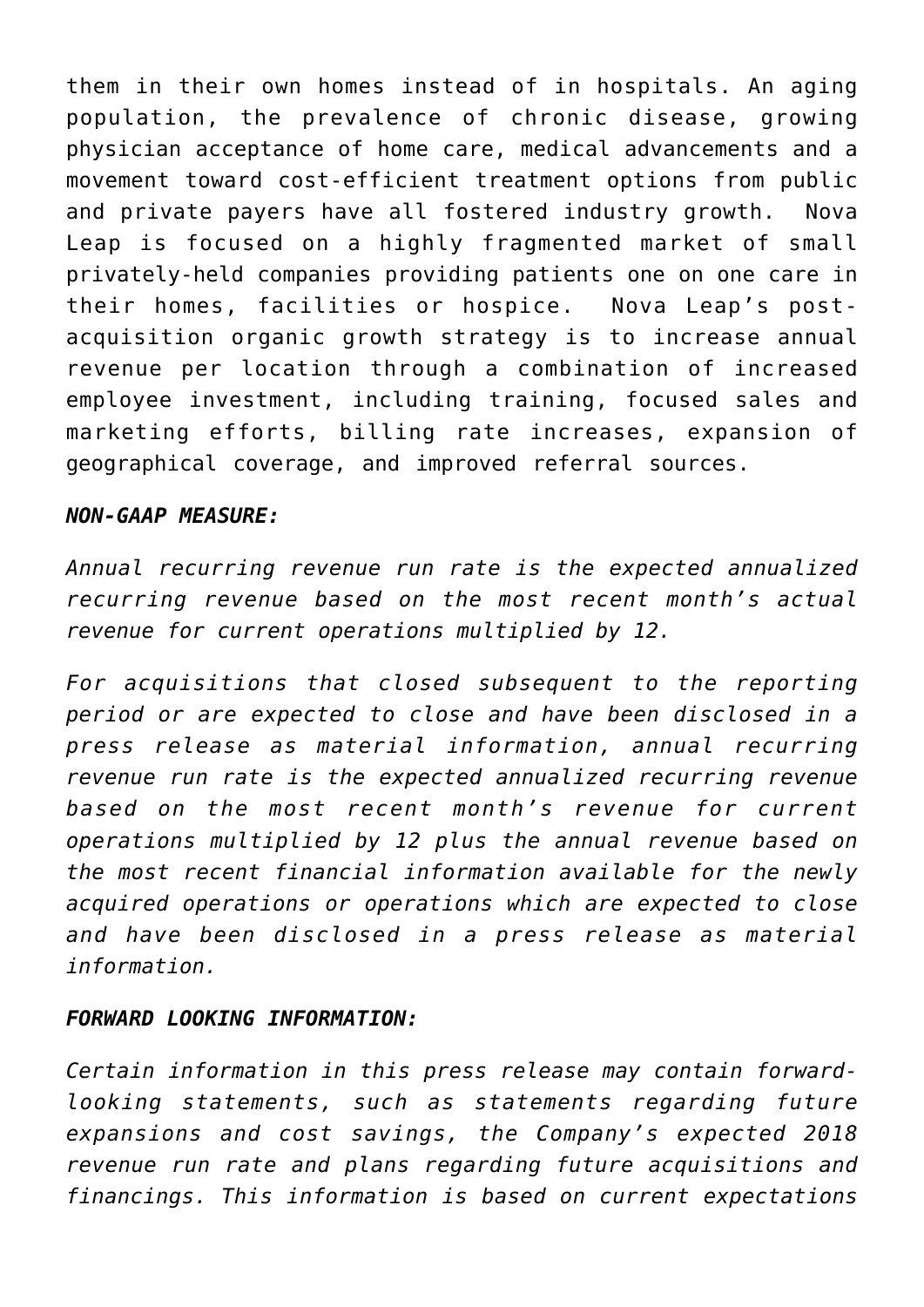them in their own homes instead of in hospitals. An aging population, the prevalence of chronic disease, growing physician acceptance of home care, medical advancements and a movement toward cost-efficient treatment options from public and private payers have all fostered industry growth. Nova Leap is focused on a highly fragmented market of small privately-held companies providing patients one on one care in their homes, facilities or hospice. Nova Leap's post-acquisition organic growth strategy is to increase annual revenue per location through a combination of increased employee investment, including training, focused sales and marketing efforts, billing rate increases, expansion of geographical coverage, and improved referral sources.

***NON-GAAP MEASURE:***

*Annual recurring revenue run rate is the expected annualized recurring revenue based on the most recent month's actual revenue for current operations multiplied by 12.*

*For acquisitions that closed subsequent to the reporting period or are expected to close and have been disclosed in a press release as material information, annual recurring revenue run rate is the expected annualized recurring revenue based on the most recent month's revenue for current operations multiplied by 12 plus the annual revenue based on the most recent financial information available for the newly acquired operations or operations which are expected to close and have been disclosed in a press release as material information.*

***FORWARD LOOKING INFORMATION:***

*Certain information in this press release may contain forward-looking statements, such as statements regarding future expansions and cost savings, the Company's expected 2018 revenue run rate and plans regarding future acquisitions and financings. This information is based on current expectations*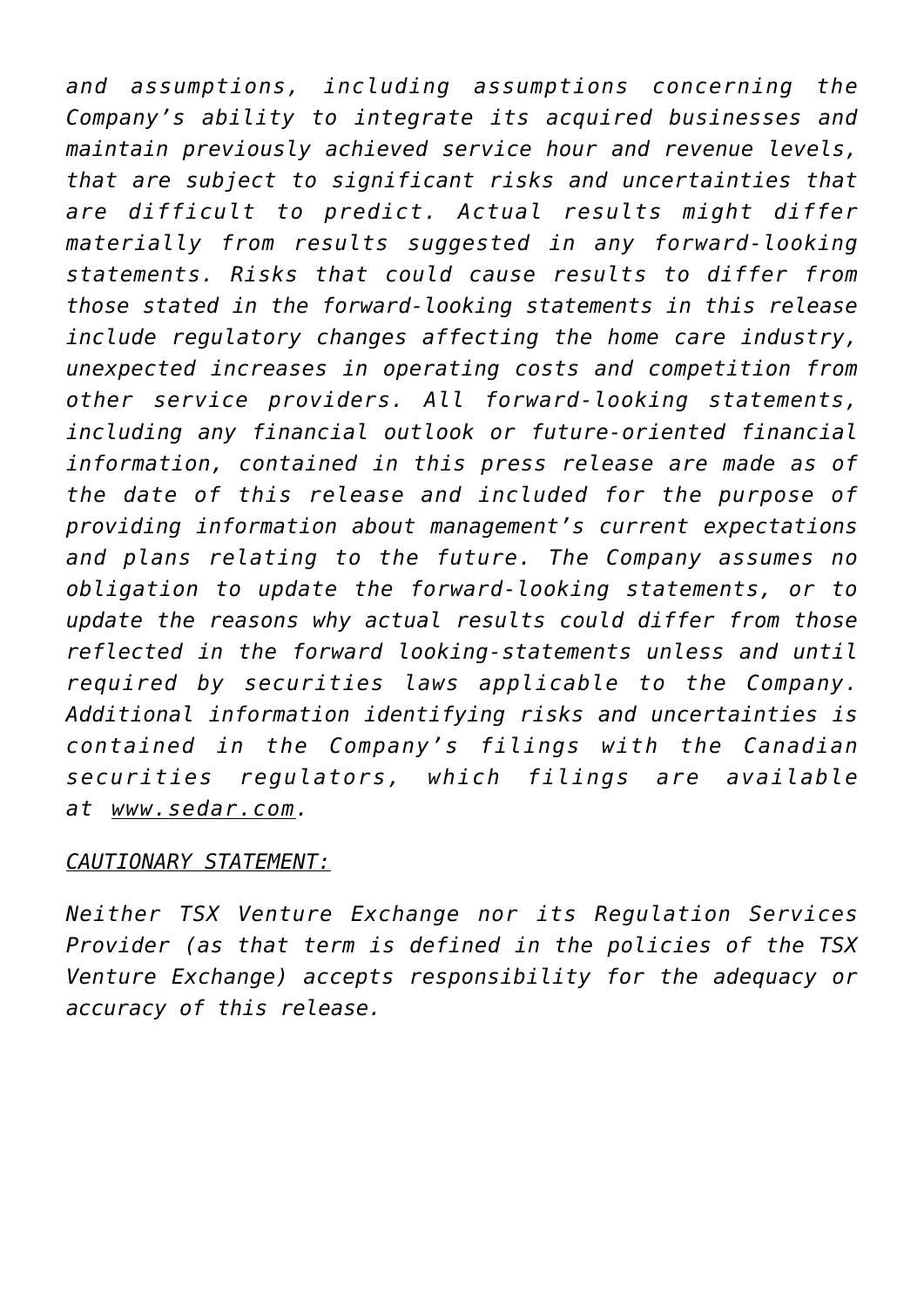*and assumptions, including assumptions concerning the Company's ability to integrate its acquired businesses and maintain previously achieved service hour and revenue levels, that are subject to significant risks and uncertainties that are difficult to predict. Actual results might differ materially from results suggested in any forward-looking statements. Risks that could cause results to differ from those stated in the forward-looking statements in this release include regulatory changes affecting the home care industry, unexpected increases in operating costs and competition from other service providers. All forward-looking statements, including any financial outlook or future-oriented financial information, contained in this press release are made as of the date of this release and included for the purpose of providing information about management's current expectations and plans relating to the future. The Company assumes no obligation to update the forward-looking statements, or to update the reasons why actual results could differ from those reflected in the forward looking-statements unless and until required by securities laws applicable to the Company. Additional information identifying risks and uncertainties is contained in the Company's filings with the Canadian securities regulators, which filings are available at www.sedar.com.*

*CAUTIONARY STATEMENT:*

*Neither TSX Venture Exchange nor its Regulation Services Provider (as that term is defined in the policies of the TSX Venture Exchange) accepts responsibility for the adequacy or accuracy of this release.*